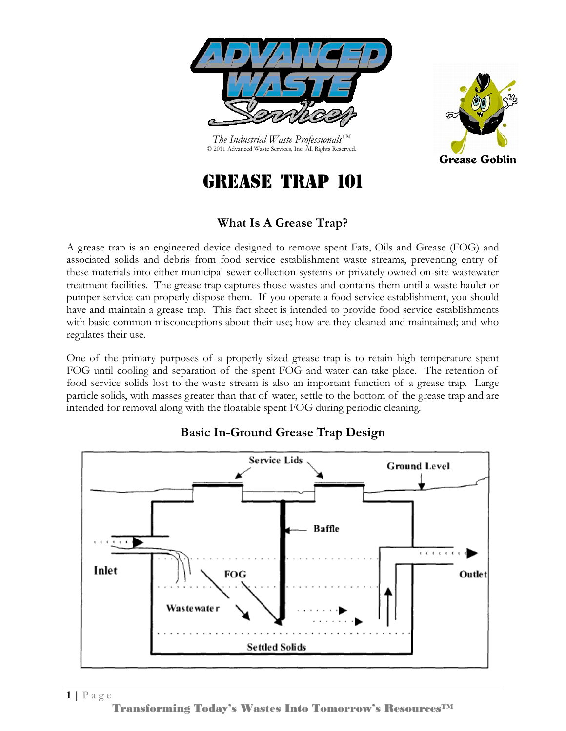*The Industrial Waste Professionals*™
© 2011 Advanced Waste Services, Inc. All Rights Reserved.

# GREASE TRAP 101

## What Is A Grease Trap?

A grease trap is an engineered device designed to remove spent Fats, Oils and Grease (FOG) and associated solids and debris from food service establishment waste streams, preventing entry of these materials into either municipal sewer collection systems or privately owned on-site wastewater treatment facilities. The grease trap captures those wastes and contains them until a waste hauler or pumper service can properly dispose them. If you operate a food service establishment, you should have and maintain a grease trap. This fact sheet is intended to provide food service establishments with basic common misconceptions about their use; how are they cleaned and maintained; and who regulates their use.

One of the primary purposes of a properly sized grease trap is to retain high temperature spent FOG until cooling and separation of the spent FOG and water can take place. The retention of food service solids lost to the waste stream is also an important function of a grease trap. Large particle solids, with masses greater than that of water, settle to the bottom of the grease trap and are intended for removal along with the floatable spent FOG during periodic cleaning.

## Basic In-Ground Grease Trap Design

Service Lids | Ground Level | Baffle | Inlet | FOG | Outlet | Wastewater | Settled Solids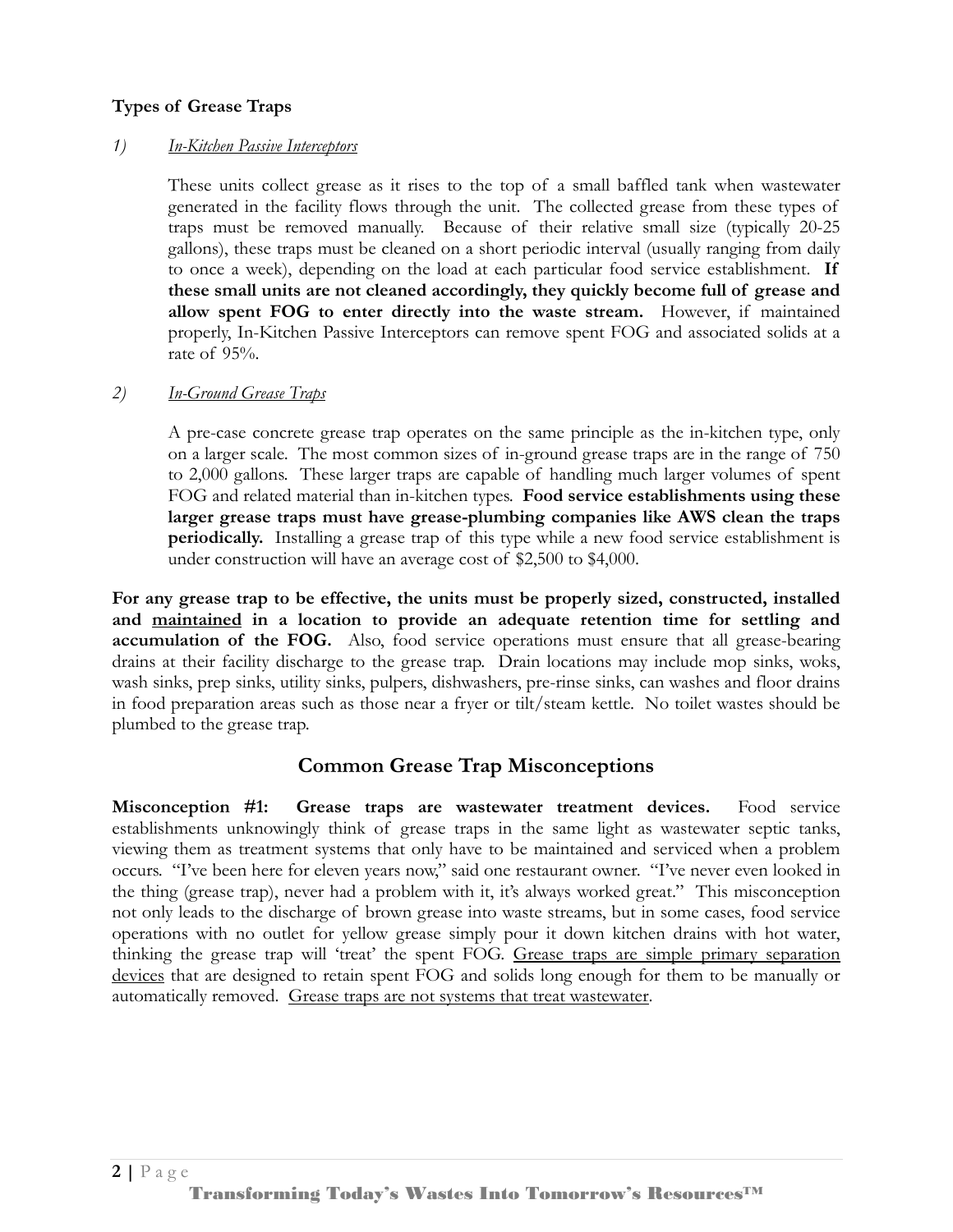**Types of Grease Traps**

1) *In-Kitchen Passive Interceptors*

These units collect grease as it rises to the top of a small baffled tank when wastewater generated in the facility flows through the unit. The collected grease from these types of traps must be removed manually. Because of their relative small size (typically 20-25 gallons), these traps must be cleaned on a short periodic interval (usually ranging from daily to once a week), depending on the load at each particular food service establishment. **If these small units are not cleaned accordingly, they quickly become full of grease and allow spent FOG to enter directly into the waste stream.** However, if maintained properly, In-Kitchen Passive Interceptors can remove spent FOG and associated solids at a rate of 95%.

2) *In-Ground Grease Traps*

A pre-case concrete grease trap operates on the same principle as the in-kitchen type, only on a larger scale. The most common sizes of in-ground grease traps are in the range of 750 to 2,000 gallons. These larger traps are capable of handling much larger volumes of spent FOG and related material than in-kitchen types. **Food service establishments using these larger grease traps must have grease-plumbing companies like AWS clean the traps periodically.** Installing a grease trap of this type while a new food service establishment is under construction will have an average cost of $2,500 to $4,000.

**For any grease trap to be effective, the units must be properly sized, constructed, installed and maintained in a location to provide an adequate retention time for settling and accumulation of the FOG.** Also, food service operations must ensure that all grease-bearing drains at their facility discharge to the grease trap. Drain locations may include mop sinks, woks, wash sinks, prep sinks, utility sinks, pulpers, dishwashers, pre-rinse sinks, can washes and floor drains in food preparation areas such as those near a fryer or tilt/steam kettle. No toilet wastes should be plumbed to the grease trap.

## Common Grease Trap Misconceptions

**Misconception #1: Grease traps are wastewater treatment devices.** Food service establishments unknowingly think of grease traps in the same light as wastewater septic tanks, viewing them as treatment systems that only have to be maintained and serviced when a problem occurs. "I've been here for eleven years now," said one restaurant owner. "I've never even looked in the thing (grease trap), never had a problem with it, it's always worked great." This misconception not only leads to the discharge of brown grease into waste streams, but in some cases, food service operations with no outlet for yellow grease simply pour it down kitchen drains with hot water, thinking the grease trap will 'treat' the spent FOG. Grease traps are simple primary separation devices that are designed to retain spent FOG and solids long enough for them to be manually or automatically removed. Grease traps are not systems that treat wastewater.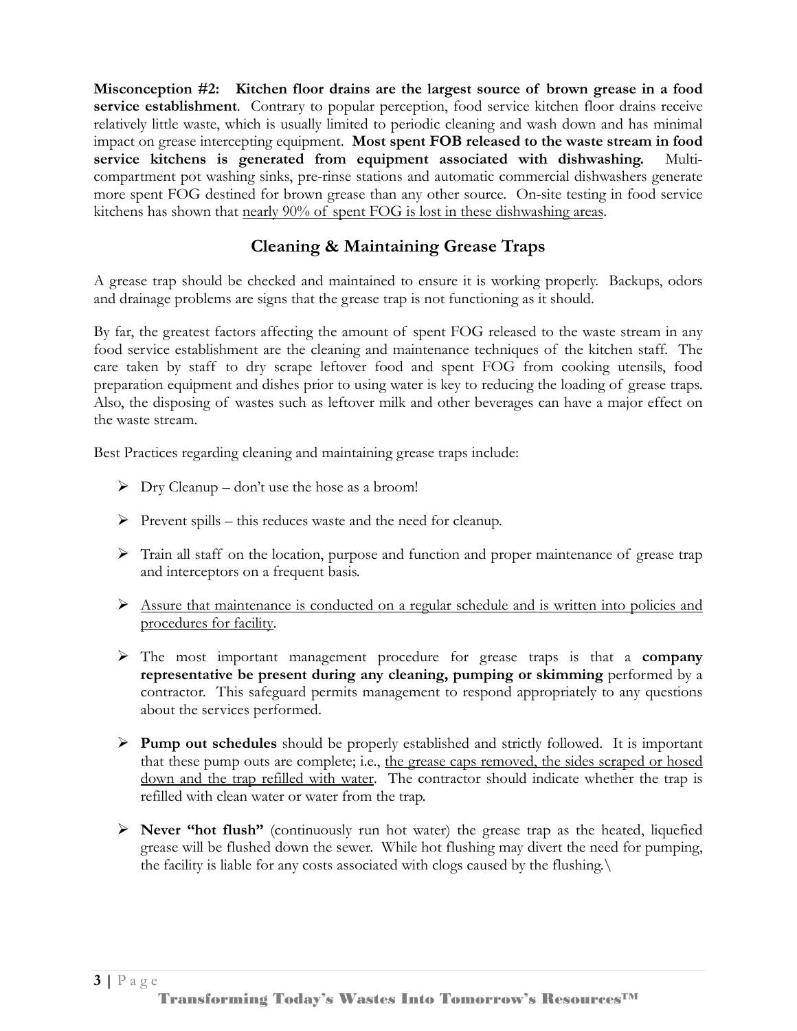**Misconception #2: Kitchen floor drains are the largest source of brown grease in a food service establishment**. Contrary to popular perception, food service kitchen floor drains receive relatively little waste, which is usually limited to periodic cleaning and wash down and has minimal impact on grease intercepting equipment. **Most spent FOB released to the waste stream in food service kitchens is generated from equipment associated with dishwashing.** Multi-compartment pot washing sinks, pre-rinse stations and automatic commercial dishwashers generate more spent FOG destined for brown grease than any other source. On-site testing in food service kitchens has shown that <u>nearly 90% of spent FOG is lost in these dishwashing areas</u>.

## Cleaning & Maintaining Grease Traps

A grease trap should be checked and maintained to ensure it is working properly. Backups, odors and drainage problems are signs that the grease trap is not functioning as it should.

By far, the greatest factors affecting the amount of spent FOG released to the waste stream in any food service establishment are the cleaning and maintenance techniques of the kitchen staff. The care taken by staff to dry scrape leftover food and spent FOG from cooking utensils, food preparation equipment and dishes prior to using water is key to reducing the loading of grease traps. Also, the disposing of wastes such as leftover milk and other beverages can have a major effect on the waste stream.

Best Practices regarding cleaning and maintaining grease traps include:

- Dry Cleanup – don't use the hose as a broom!
- Prevent spills – this reduces waste and the need for cleanup.
- Train all staff on the location, purpose and function and proper maintenance of grease trap and interceptors on a frequent basis.
- <u>Assure that maintenance is conducted on a regular schedule and is written into policies and procedures for facility</u>.
- The most important management procedure for grease traps is that a **company representative be present during any cleaning, pumping or skimming** performed by a contractor. This safeguard permits management to respond appropriately to any questions about the services performed.
- **Pump out schedules** should be properly established and strictly followed. It is important that these pump outs are complete; i.e., <u>the grease caps removed, the sides scraped or hosed down and the trap refilled with water</u>. The contractor should indicate whether the trap is refilled with clean water or water from the trap.
- **Never "hot flush"** (continuously run hot water) the grease trap as the heated, liquefied grease will be flushed down the sewer. While hot flushing may divert the need for pumping, the facility is liable for any costs associated with clogs caused by the flushing.\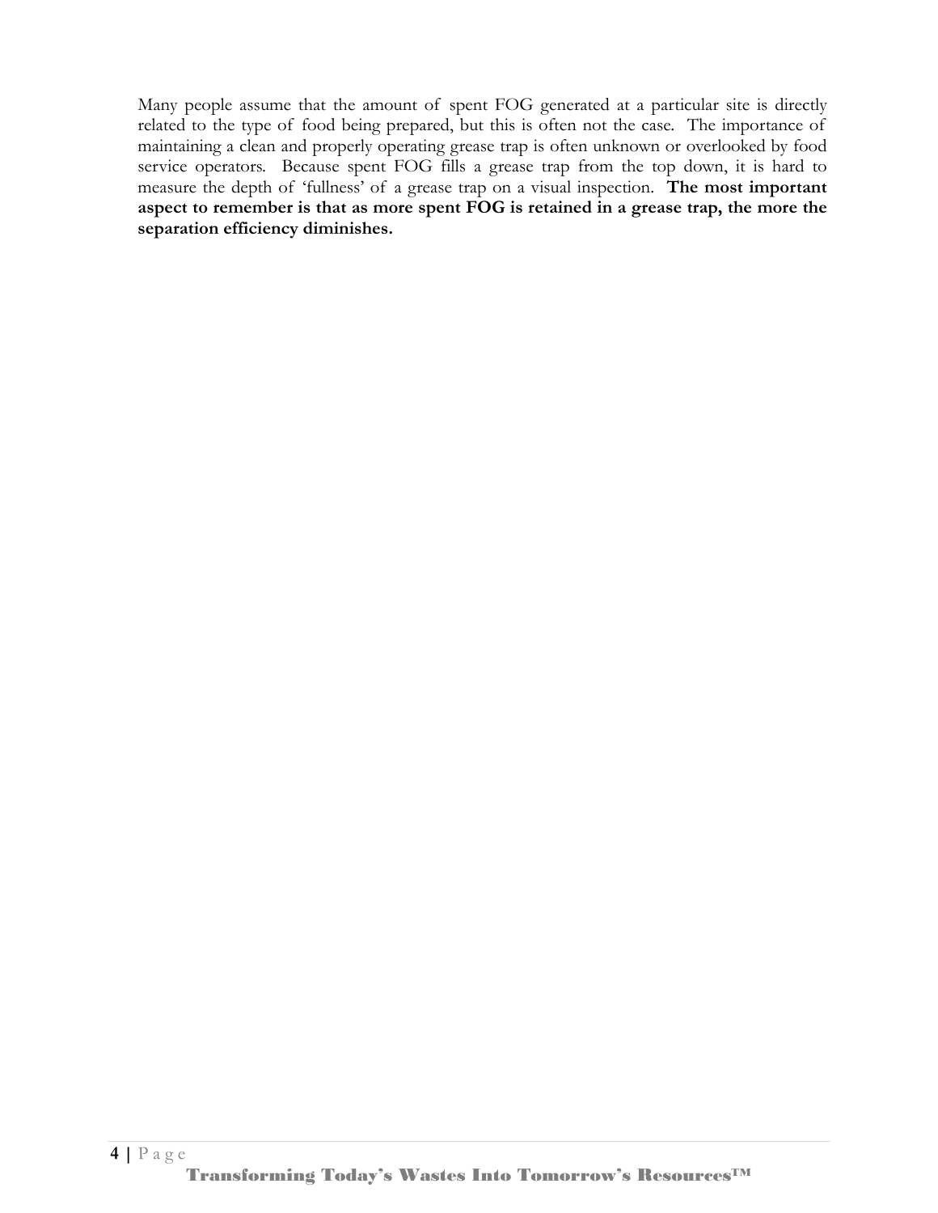Many people assume that the amount of spent FOG generated at a particular site is directly related to the type of food being prepared, but this is often not the case. The importance of maintaining a clean and properly operating grease trap is often unknown or overlooked by food service operators. Because spent FOG fills a grease trap from the top down, it is hard to measure the depth of 'fullness' of a grease trap on a visual inspection. **The most important aspect to remember is that as more spent FOG is retained in a grease trap, the more the separation efficiency diminishes.**